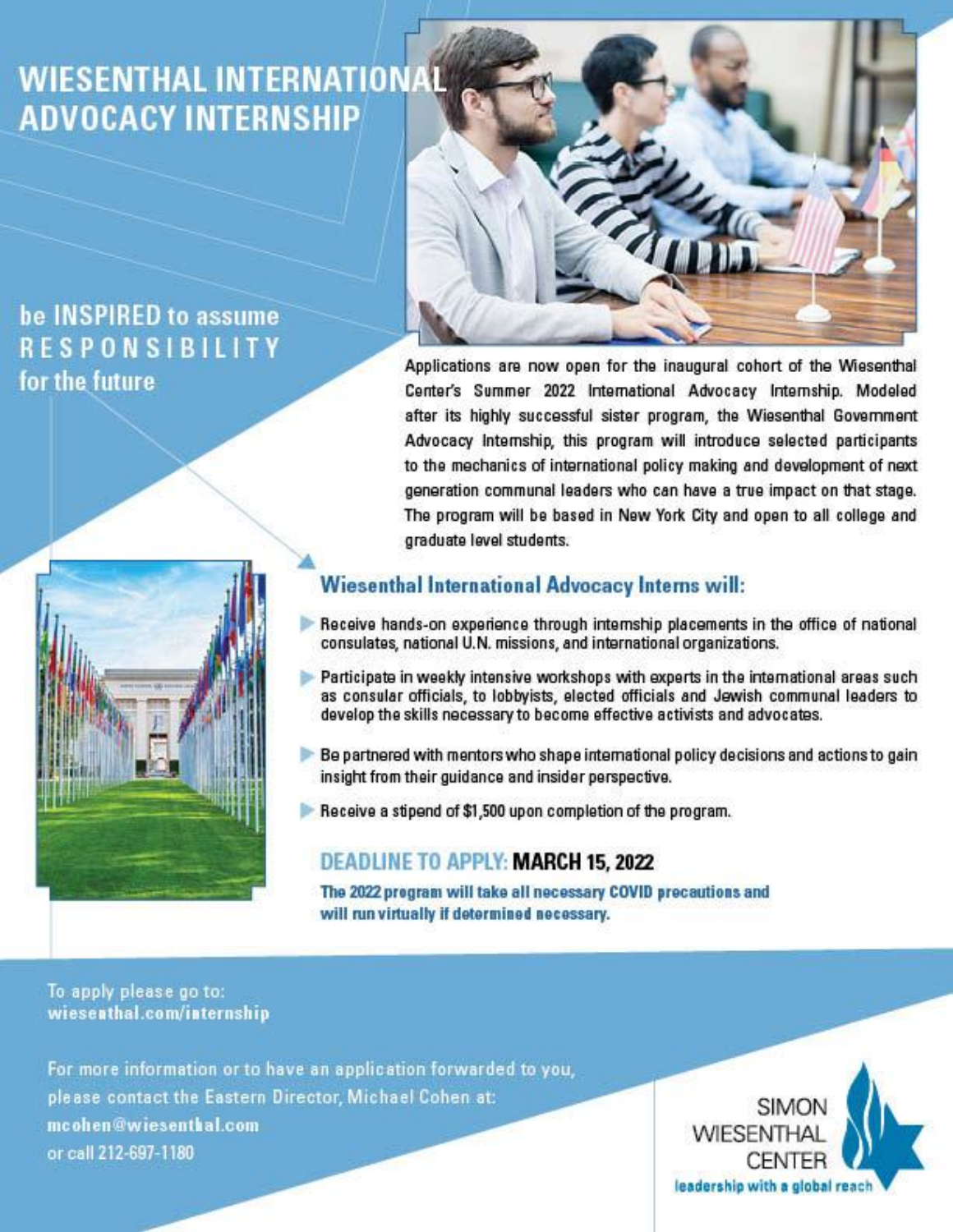# WIESENTHAL INTERNATIONAL ADVOCACY INTERNSHIP

be INSPIRED to assume RESPONSIBILITY for the future

Applications are now open for the inaugural cohort of the Wiesenthal Center's Summer 2022 International Advocacy Internship. Modeled after its highly successful sister program, the Wiesenthal Government Advocacy Internship, this program will introduce selected participants to the mechanics of international policy making and development of next generation communal leaders who can have a true impact on that stage. The program will be based in New York City and open to all college and graduate level students.

## Wiesenthal International Advocacy Interns will:

- Receive hands-on experience through internship placements in the office of national consulates, national U.N. missions, and international organizations.
- Participate in weekly intensive workshops with experts in the international areas such as consular officials, to lobbyists, elected officials and Jewish communal leaders to develop the skills necessary to become effective activists and advocates.
- Be partnered with mentors who shape international policy decisions and actions to gain insight from their guidance and insider perspective.
- Receive a stipend of $1,500 upon completion of the program.

## DEADLINE TO APPLY: **MARCH 15, 2022**

**The 2022 program will take all necessary COVID precautions and will run virtually if determined necessary.**

To apply please go to:
**wiesenthal.com/internship**

For more information or to have an application forwarded to you, please contact the Eastern Director, Michael Cohen at:
**mcohen@wiesenthal.com**
or call 212-697-1180

SIMON WIESENTHAL CENTER
leadership with a global reach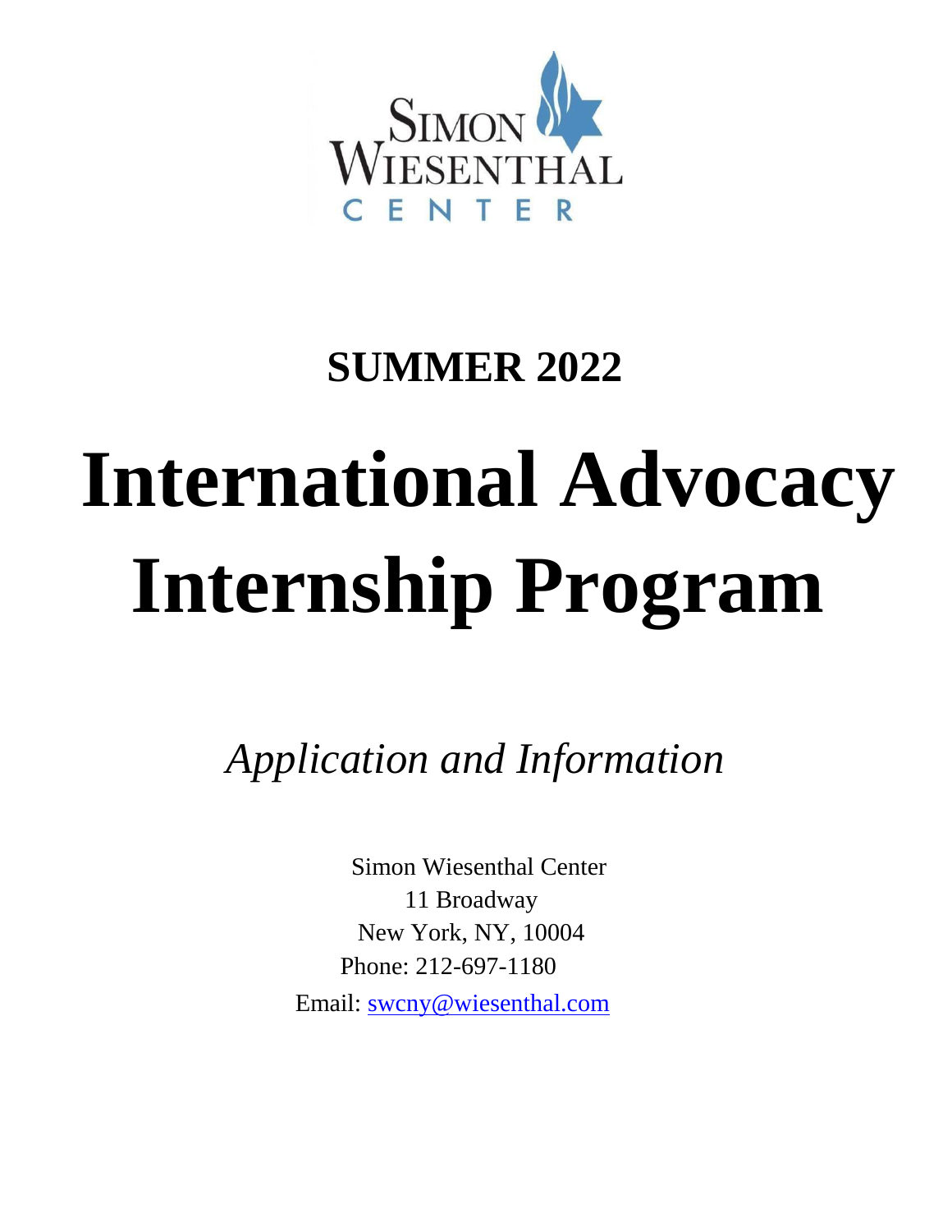Simon Wiesenthal Center

## SUMMER 2022

# International Advocacy Internship Program

*Application and Information*

Simon Wiesenthal Center
11 Broadway
New York, NY, 10004
Phone: 212-697-1180
Email: swcny@wiesenthal.com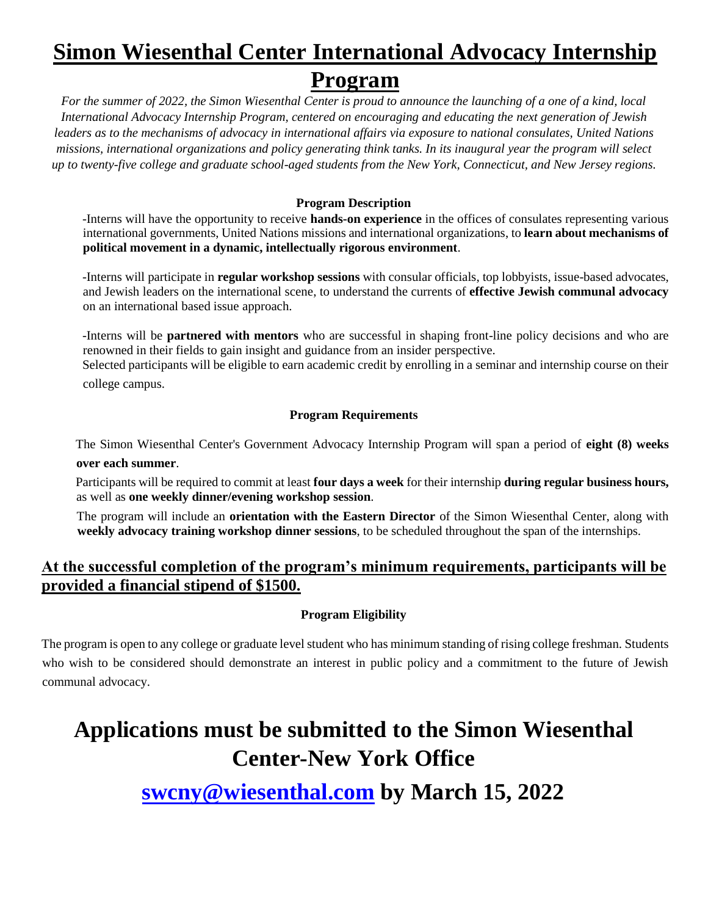# Simon Wiesenthal Center International Advocacy Internship Program

*For the summer of 2022, the Simon Wiesenthal Center is proud to announce the launching of a one of a kind, local International Advocacy Internship Program, centered on encouraging and educating the next generation of Jewish leaders as to the mechanisms of advocacy in international affairs via exposure to national consulates, United Nations missions, international organizations and policy generating think tanks. In its inaugural year the program will select up to twenty-five college and graduate school-aged students from the New York, Connecticut, and New Jersey regions.*

### Program Description

-Interns will have the opportunity to receive **hands-on experience** in the offices of consulates representing various international governments, United Nations missions and international organizations, to **learn about mechanisms of political movement in a dynamic, intellectually rigorous environment**.

-Interns will participate in **regular workshop sessions** with consular officials, top lobbyists, issue-based advocates, and Jewish leaders on the international scene, to understand the currents of **effective Jewish communal advocacy** on an international based issue approach.

-Interns will be **partnered with mentors** who are successful in shaping front-line policy decisions and who are renowned in their fields to gain insight and guidance from an insider perspective.

Selected participants will be eligible to earn academic credit by enrolling in a seminar and internship course on their college campus.

### Program Requirements

The Simon Wiesenthal Center's Government Advocacy Internship Program will span a period of **eight (8) weeks over each summer**.

Participants will be required to commit at least **four days a week** for their internship **during regular business hours,** as well as **one weekly dinner/evening workshop session**.

The program will include an **orientation with the Eastern Director** of the Simon Wiesenthal Center, along with **weekly advocacy training workshop dinner sessions**, to be scheduled throughout the span of the internships.

## At the successful completion of the program's minimum requirements, participants will be provided a financial stipend of $1500.

### Program Eligibility

The program is open to any college or graduate level student who has minimum standing of rising college freshman. Students who wish to be considered should demonstrate an interest in public policy and a commitment to the future of Jewish communal advocacy.

# Applications must be submitted to the Simon Wiesenthal Center-New York Office

# swcny@wiesenthal.com by March 15, 2022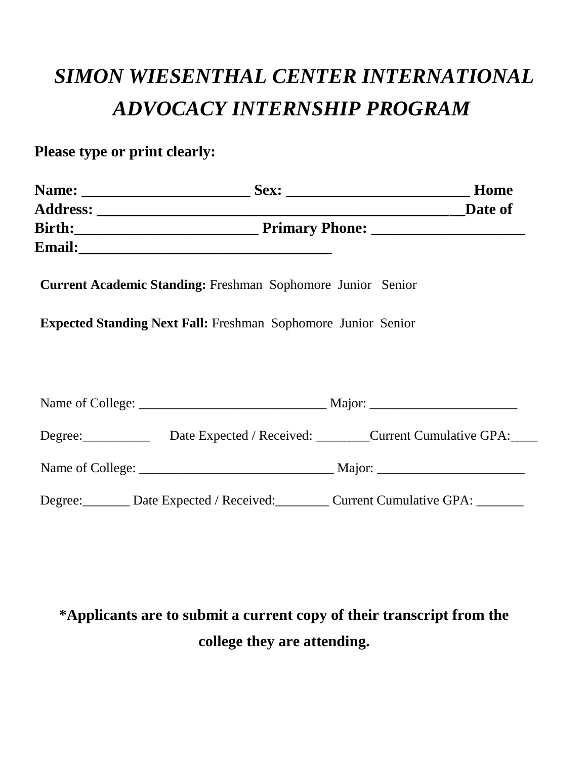# *SIMON WIESENTHAL CENTER INTERNATIONAL ADVOCACY INTERNSHIP PROGRAM*

**Please type or print clearly:**

**Name: ______________________ Sex: ________________________ Home Address: ___________________________________________________Date of Birth:________________________ Primary Phone: ____________________ Email:_________________________________**

**Current Academic Standing:** Freshman Sophomore Junior Senior

**Expected Standing Next Fall:** Freshman Sophomore Junior Senior

Name of College: _____________________________ Major: ______________________

Degree:__________ Date Expected / Received: ________Current Cumulative GPA:____

Name of College: ______________________________ Major: ______________________

Degree:_______ Date Expected / Received:________ Current Cumulative GPA: _______

**\*Applicants are to submit a current copy of their transcript from the college they are attending.**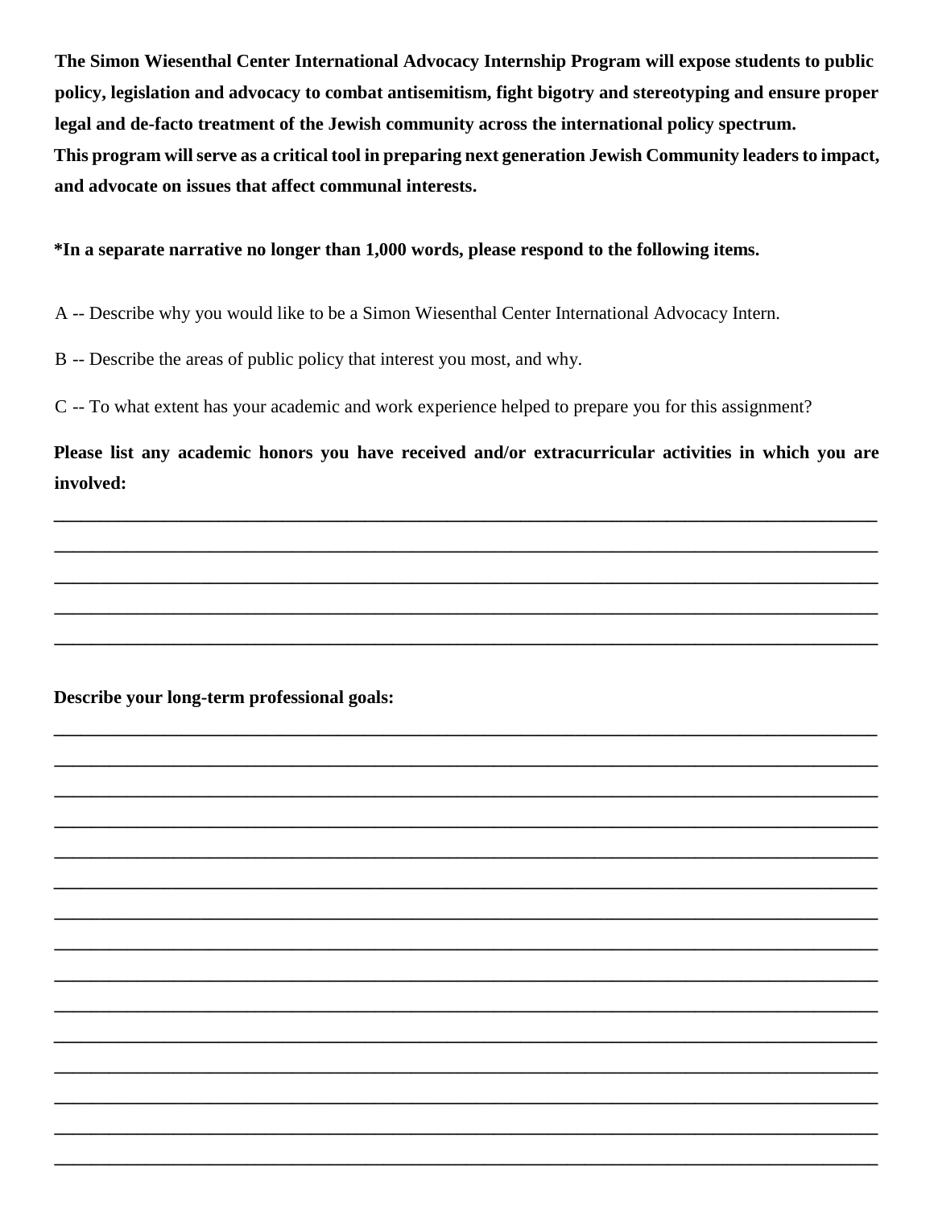**The Simon Wiesenthal Center International Advocacy Internship Program will expose students to public policy, legislation and advocacy to combat antisemitism, fight bigotry and stereotyping and ensure proper legal and de-facto treatment of the Jewish community across the international policy spectrum.**
**This program will serve as a critical tool in preparing next generation Jewish Community leaders to impact, and advocate on issues that affect communal interests.**

***In a separate narrative no longer than 1,000 words, please respond to the following items.**

A -- Describe why you would like to be a Simon Wiesenthal Center International Advocacy Intern.

B -- Describe the areas of public policy that interest you most, and why.

C -- To what extent has your academic and work experience helped to prepare you for this assignment?

**Please list any academic honors you have received and/or extracurricular activities in which you are involved:**

______________________________________________________________________________

______________________________________________________________________________

______________________________________________________________________________

______________________________________________________________________________

______________________________________________________________________________

**Describe your long-term professional goals:**

______________________________________________________________________________

______________________________________________________________________________

______________________________________________________________________________

______________________________________________________________________________

______________________________________________________________________________

______________________________________________________________________________

______________________________________________________________________________

______________________________________________________________________________

______________________________________________________________________________

______________________________________________________________________________

______________________________________________________________________________

______________________________________________________________________________

______________________________________________________________________________

______________________________________________________________________________

______________________________________________________________________________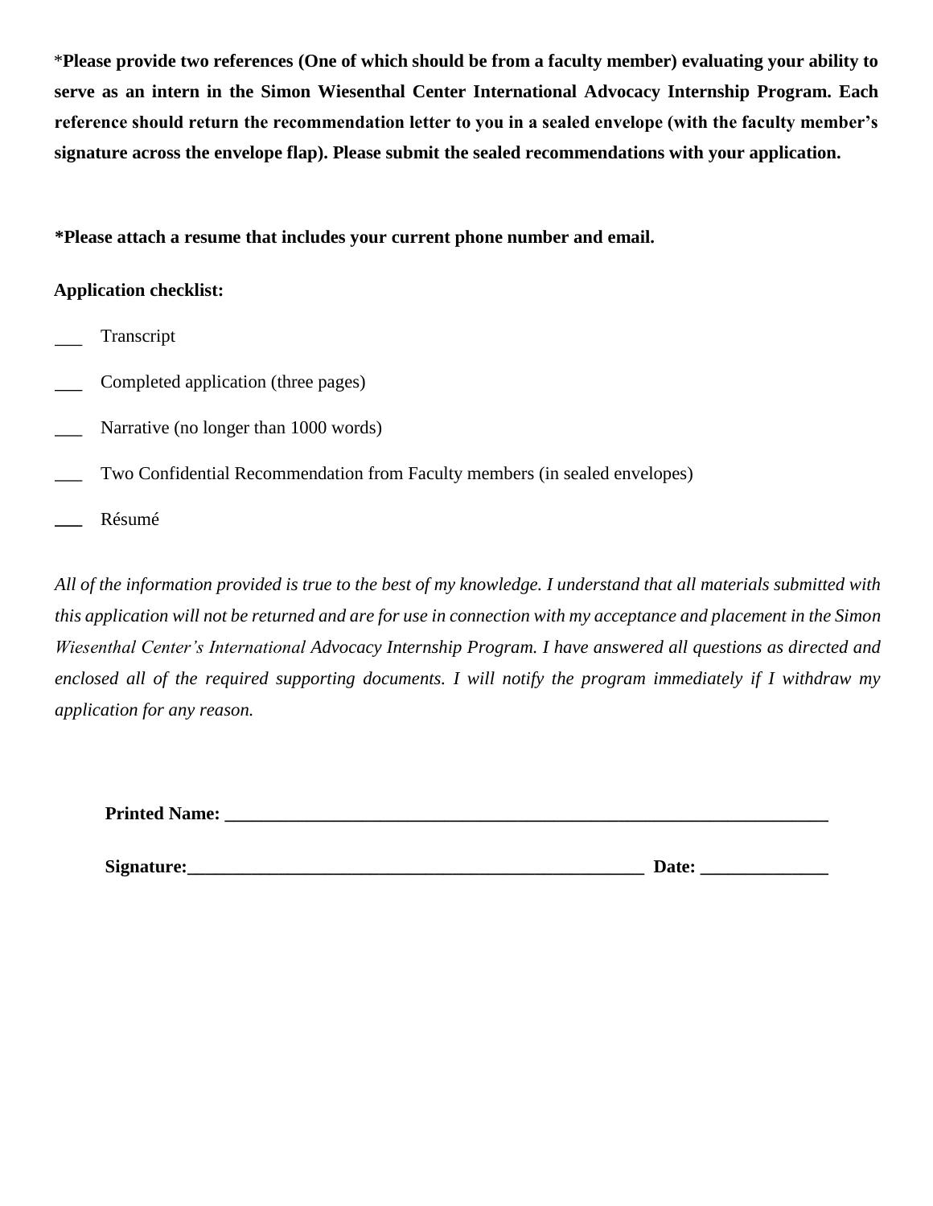***Please provide two references (One of which should be from a faculty member) evaluating your ability to serve as an intern in the Simon Wiesenthal Center International Advocacy Internship Program. Each reference should return the recommendation letter to you in a sealed envelope (with the faculty member's signature across the envelope flap). Please submit the sealed recommendations with your application.**

***Please attach a resume that includes your current phone number and email.**

**Application checklist:**

___ Transcript

___ Completed application (three pages)

___ Narrative (no longer than 1000 words)

___ Two Confidential Recommendation from Faculty members (in sealed envelopes)

___ Résumé

*All of the information provided is true to the best of my knowledge. I understand that all materials submitted with this application will not be returned and are for use in connection with my acceptance and placement in the Simon Wiesenthal Center's International Advocacy Internship Program. I have answered all questions as directed and enclosed all of the required supporting documents. I will notify the program immediately if I withdraw my application for any reason.*

**Printed Name: ______________________________________________________________________**

**Signature:___________________________________________________ Date: ______________**